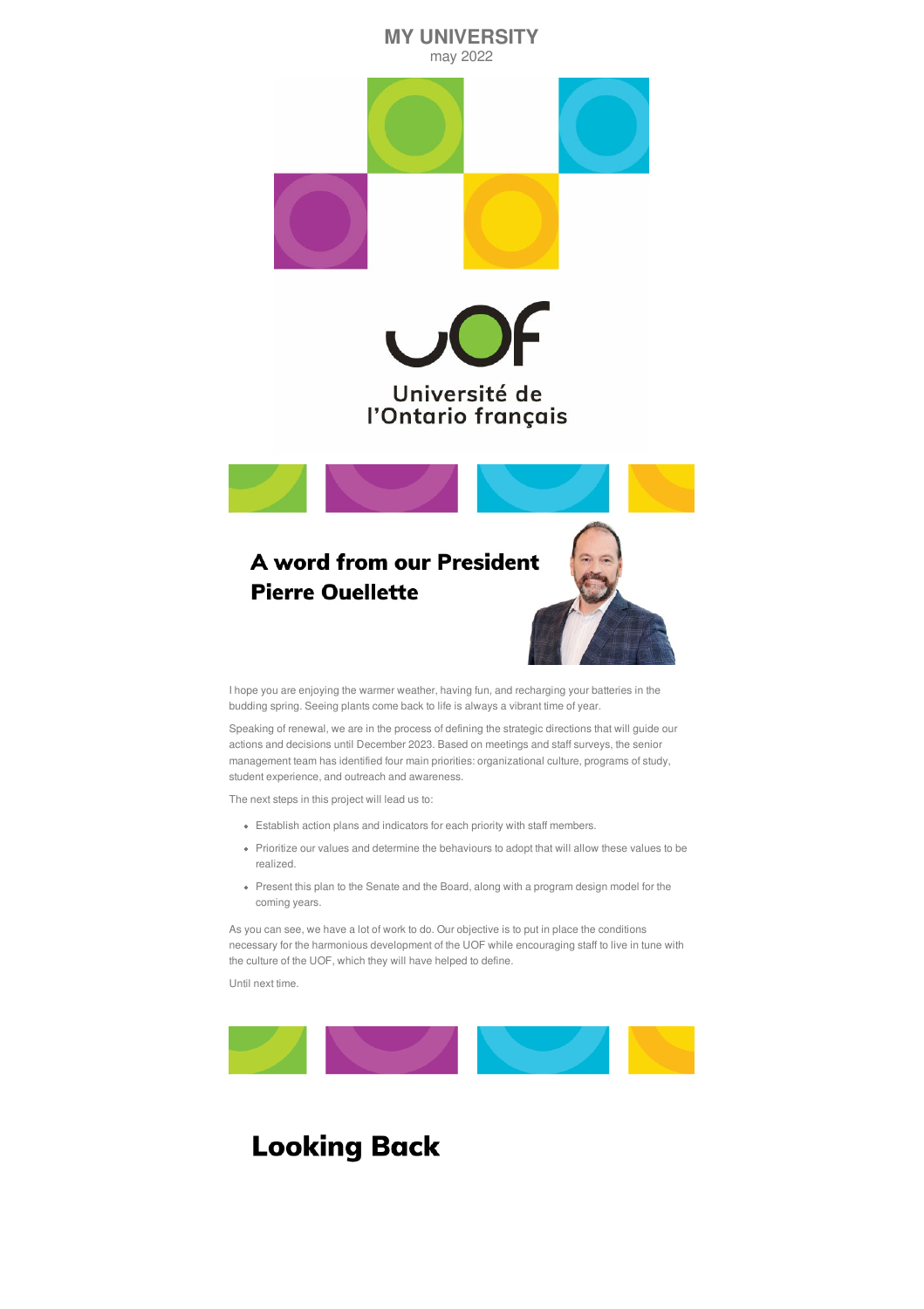**MY UNIVERSITY**
may 2022

Université de l'Ontario français

## A word from our President Pierre Ouellette

I hope you are enjoying the warmer weather, having fun, and recharging your batteries in the budding spring. Seeing plants come back to life is always a vibrant time of year.

Speaking of renewal, we are in the process of defining the strategic directions that will guide our actions and decisions until December 2023. Based on meetings and staff surveys, the senior management team has identified four main priorities: organizational culture, programs of study, student experience, and outreach and awareness.

The next steps in this project will lead us to:

- Establish action plans and indicators for each priority with staff members.
- Prioritize our values and determine the behaviours to adopt that will allow these values to be realized.
- Present this plan to the Senate and the Board, along with a program design model for the coming years.

As you can see, we have a lot of work to do. Our objective is to put in place the conditions necessary for the harmonious development of the UOF while encouraging staff to live in tune with the culture of the UOF, which they will have helped to define.

Until next time.

# Looking Back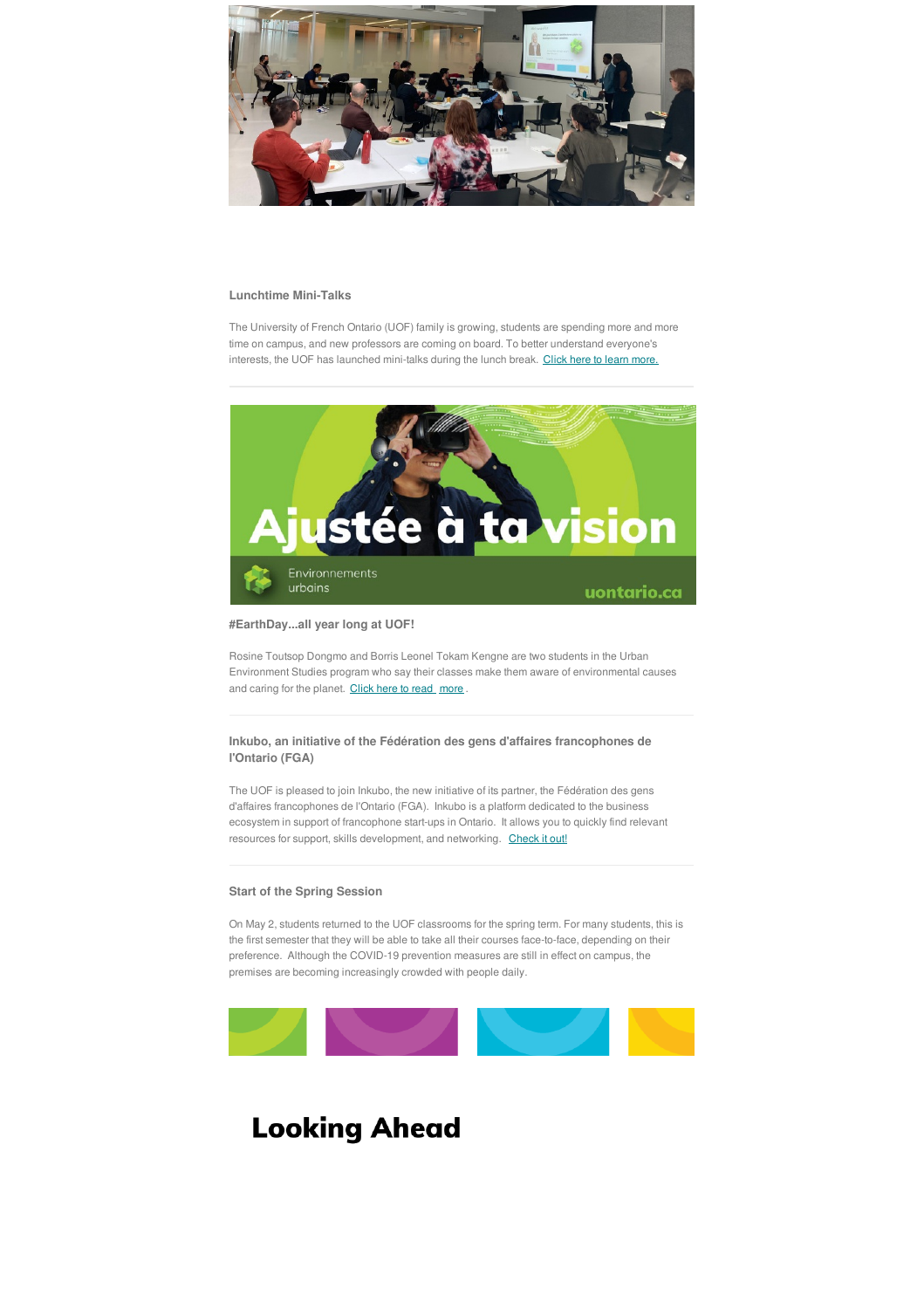### Lunchtime Mini-Talks

The University of French Ontario (UOF) family is growing, students are spending more and more time on campus, and new professors are coming on board. To better understand everyone's interests, the UOF has launched mini-talks during the lunch break. Click here to learn more.

---

### #EarthDay...all year long at UOF!

Rosine Toutsop Dongmo and Borris Leonel Tokam Kengne are two students in the Urban Environment Studies program who say their classes make them aware of environmental causes and caring for the planet. Click here to read more.

---

### Inkubo, an initiative of the Fédération des gens d'affaires francophones de l'Ontario (FGA)

The UOF is pleased to join Inkubo, the new initiative of its partner, the Fédération des gens d'affaires francophones de l'Ontario (FGA). Inkubo is a platform dedicated to the business ecosystem in support of francophone start-ups in Ontario. It allows you to quickly find relevant resources for support, skills development, and networking. Check it out!

---

### Start of the Spring Session

On May 2, students returned to the UOF classrooms for the spring term. For many students, this is the first semester that they will be able to take all their courses face-to-face, depending on their preference. Although the COVID-19 prevention measures are still in effect on campus, the premises are becoming increasingly crowded with people daily.

## Looking Ahead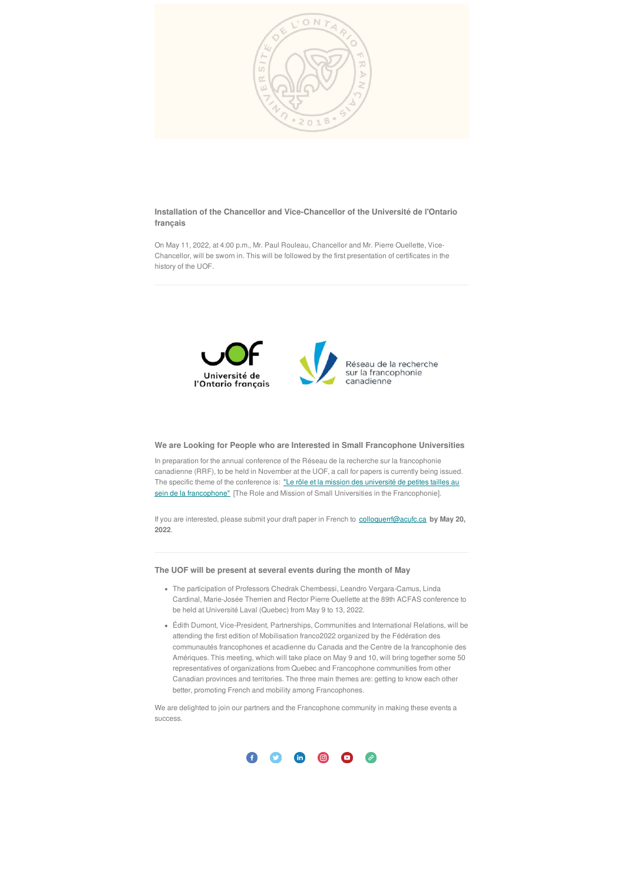### Installation of the Chancellor and Vice-Chancellor of the Université de l'Ontario français

On May 11, 2022, at 4:00 p.m., Mr. Paul Rouleau, Chancellor and Mr. Pierre Ouellette, Vice-Chancellor, will be sworn in. This will be followed by the first presentation of certificates in the history of the UOF.

---

### We are Looking for People who are Interested in Small Francophone Universities

In preparation for the annual conference of the Réseau de la recherche sur la francophonie canadienne (RRF), to be held in November at the UOF, a call for papers is currently being issued. The specific theme of the conference is: "Le rôle et la mission des université de petites tailles au sein de la francophone" [The Role and Mission of Small Universities in the Francophonie].

If you are interested, please submit your draft paper in French to colloquerrf@acufc.ca **by May 20, 2022**.

---

### The UOF will be present at several events during the month of May

- The participation of Professors Chedrak Chembessi, Leandro Vergara-Camus, Linda Cardinal, Marie-Josée Therrien and Rector Pierre Ouellette at the 89th ACFAS conference to be held at Université Laval (Quebec) from May 9 to 13, 2022.
- Édith Dumont, Vice-President, Partnerships, Communities and International Relations, will be attending the first edition of Mobilisation franco2022 organized by the Fédération des communautés francophones et acadienne du Canada and the Centre de la francophonie des Amériques. This meeting, which will take place on May 9 and 10, will bring together some 50 representatives of organizations from Quebec and Francophone communities from other Canadian provinces and territories. The three main themes are: getting to know each other better, promoting French and mobility among Francophones.

We are delighted to join our partners and the Francophone community in making these events a success.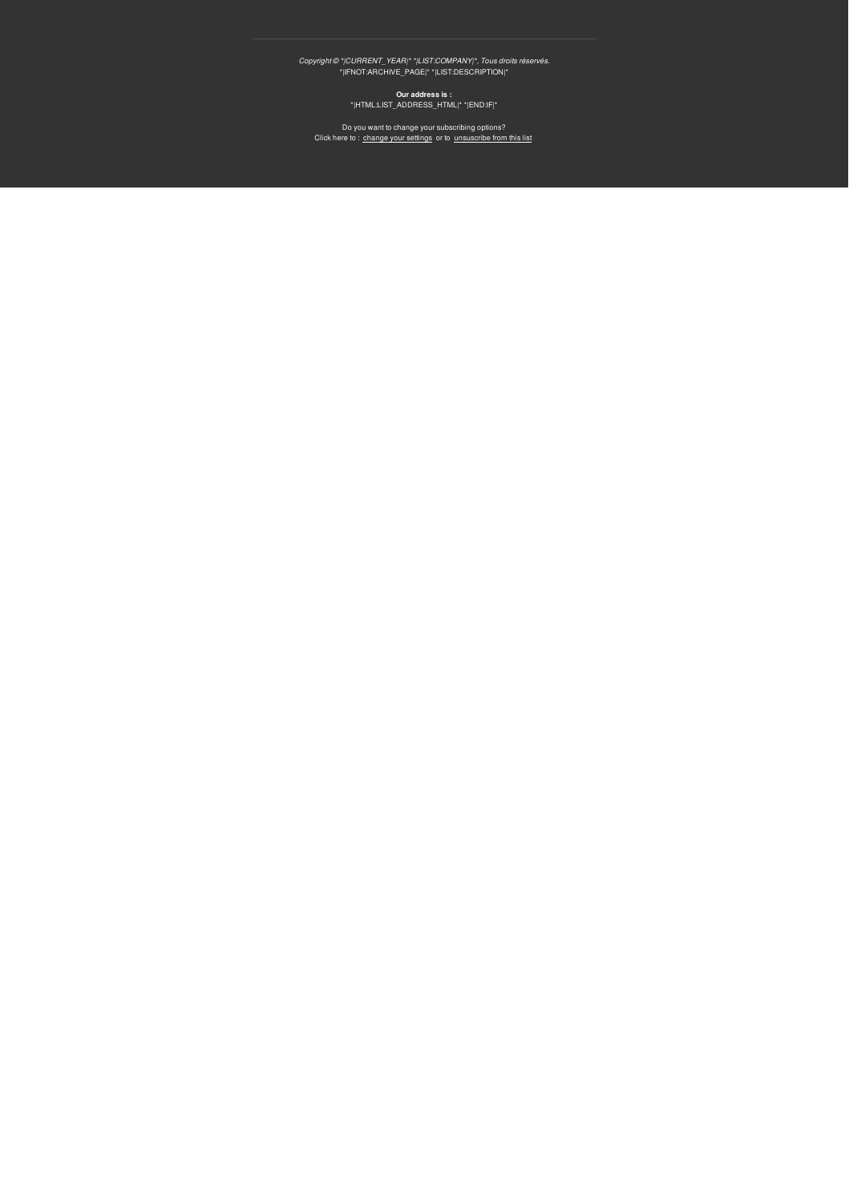---

*Copyright © *|CURRENT_YEAR|* *|LIST:COMPANY|*, Tous droits réservés.*
*|IFNOT:ARCHIVE_PAGE|* *|LIST:DESCRIPTION|*

**Our address is :**
*|HTML:LIST_ADDRESS_HTML|* *|END:IF|*

Do you want to change your subscribing options?
Click here to : change your settings or to unsuscribe from this list